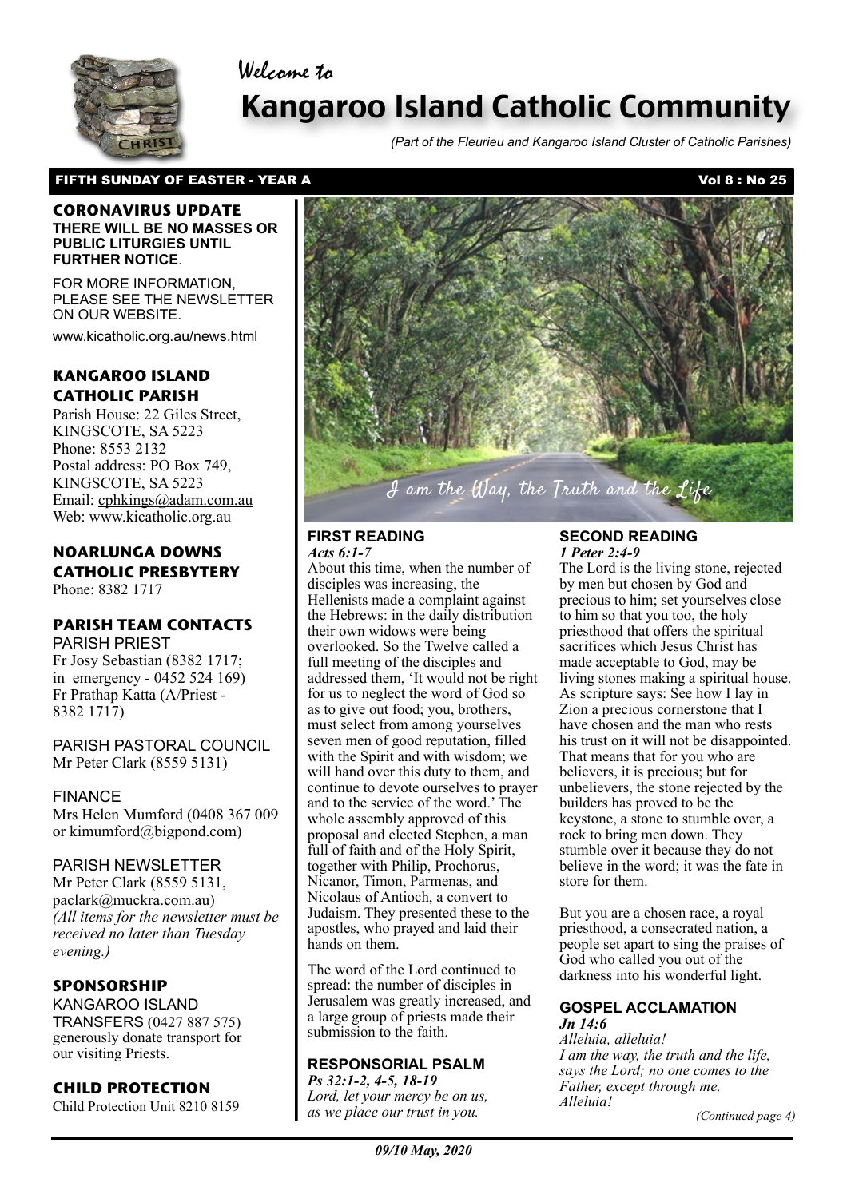Welcome to

# Kangaroo Island Catholic Community

*(Part of the Fleurieu and Kangaroo Island Cluster of Catholic Parishes)*

**FIFTH SUNDAY OF EASTER - YEAR A** **Vol 8 : No 25**

## CORONAVIRUS UPDATE

**THERE WILL BE NO MASSES OR PUBLIC LITURGIES UNTIL FURTHER NOTICE**.

FOR MORE INFORMATION, PLEASE SEE THE NEWSLETTER ON OUR WEBSITE.

www.kicatholic.org.au/news.html

## KANGAROO ISLAND CATHOLIC PARISH

Parish House: 22 Giles Street, KINGSCOTE, SA 5223
Phone: 8553 2132
Postal address: PO Box 749, KINGSCOTE, SA 5223
Email: cphkings@adam.com.au
Web: www.kicatholic.org.au

## NOARLUNGA DOWNS CATHOLIC PRESBYTERY

Phone: 8382 1717

## PARISH TEAM CONTACTS

PARISH PRIEST
Fr Josy Sebastian (8382 1717; in emergency - 0452 524 169)
Fr Prathap Katta (A/Priest - 8382 1717)

PARISH PASTORAL COUNCIL
Mr Peter Clark (8559 5131)

FINANCE
Mrs Helen Mumford (0408 367 009 or kimumford@bigpond.com)

PARISH NEWSLETTER
Mr Peter Clark (8559 5131, paclark@muckra.com.au)
*(All items for the newsletter must be received no later than Tuesday evening.)*

## SPONSORSHIP

KANGAROO ISLAND TRANSFERS (0427 887 575) generously donate transport for our visiting Priests.

## CHILD PROTECTION

Child Protection Unit 8210 8159

I am the Way, the Truth and the Life

### FIRST READING

***Acts 6:1-7***

About this time, when the number of disciples was increasing, the Hellenists made a complaint against the Hebrews: in the daily distribution their own widows were being overlooked. So the Twelve called a full meeting of the disciples and addressed them, 'It would not be right for us to neglect the word of God so as to give out food; you, brothers, must select from among yourselves seven men of good reputation, filled with the Spirit and with wisdom; we will hand over this duty to them, and continue to devote ourselves to prayer and to the service of the word.' The whole assembly approved of this proposal and elected Stephen, a man full of faith and of the Holy Spirit, together with Philip, Prochorus, Nicanor, Timon, Parmenas, and Nicolaus of Antioch, a convert to Judaism. They presented these to the apostles, who prayed and laid their hands on them.

The word of the Lord continued to spread: the number of disciples in Jerusalem was greatly increased, and a large group of priests made their submission to the faith.

### RESPONSORIAL PSALM

***Ps 32:1-2, 4-5, 18-19***

*Lord, let your mercy be on us, as we place our trust in you.*

### SECOND READING

***1 Peter 2:4-9***

The Lord is the living stone, rejected by men but chosen by God and precious to him; set yourselves close to him so that you too, the holy priesthood that offers the spiritual sacrifices which Jesus Christ has made acceptable to God, may be living stones making a spiritual house. As scripture says: See how I lay in Zion a precious cornerstone that I have chosen and the man who rests his trust on it will not be disappointed. That means that for you who are believers, it is precious; but for unbelievers, the stone rejected by the builders has proved to be the keystone, a stone to stumble over, a rock to bring men down. They stumble over it because they do not believe in the word; it was the fate in store for them.

But you are a chosen race, a royal priesthood, a consecrated nation, a people set apart to sing the praises of God who called you out of the darkness into his wonderful light.

### GOSPEL ACCLAMATION

***Jn 14:6***

*Alleluia, alleluia!*
*I am the way, the truth and the life, says the Lord; no one comes to the Father, except through me.*
*Alleluia!*

*(Continued page 4)*

*09/10 May, 2020*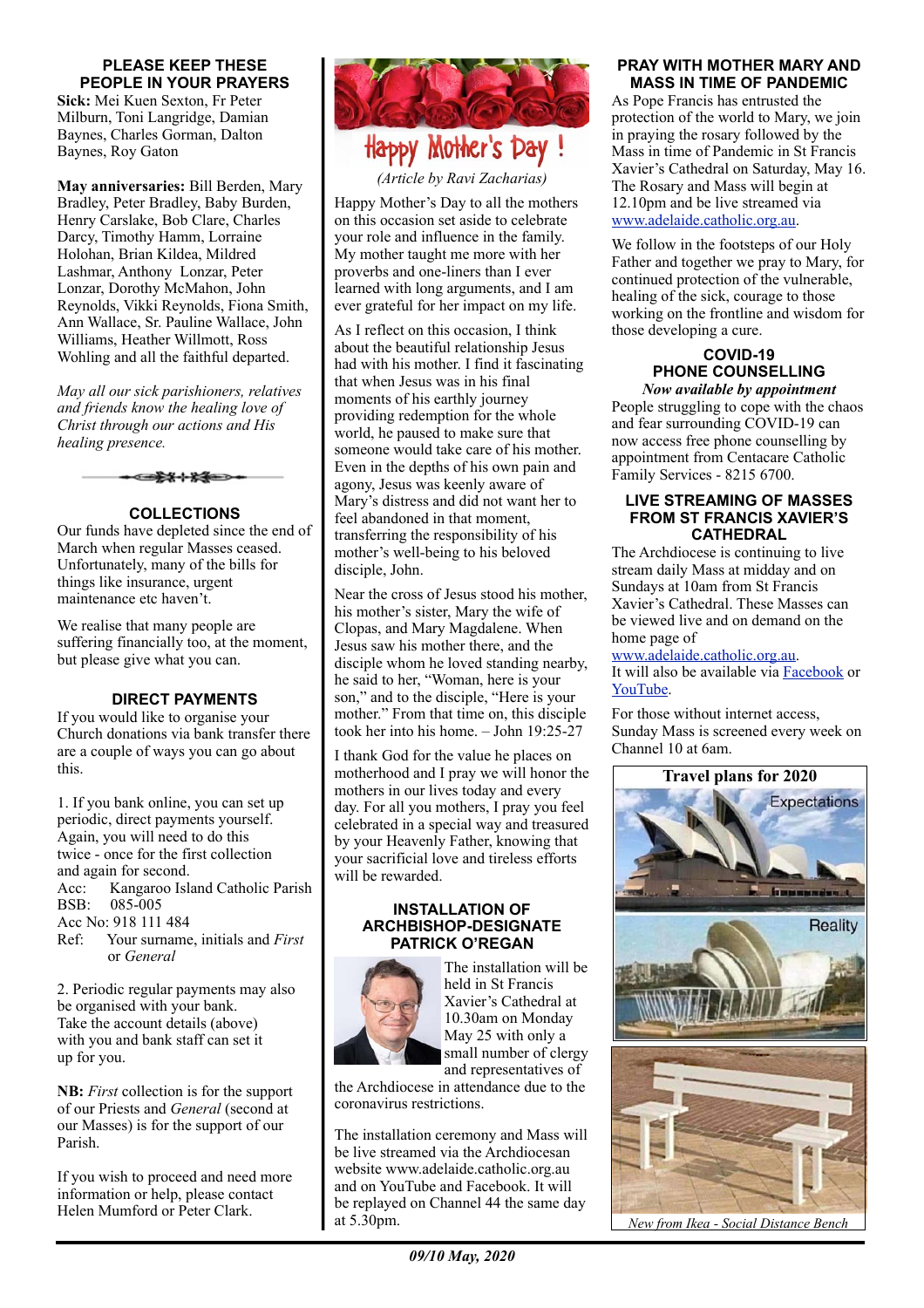## PLEASE KEEP THESE PEOPLE IN YOUR PRAYERS

**Sick:** Mei Kuen Sexton, Fr Peter Milburn, Toni Langridge, Damian Baynes, Charles Gorman, Dalton Baynes, Roy Gaton

**May anniversaries:** Bill Berden, Mary Bradley, Peter Bradley, Baby Burden, Henry Carslake, Bob Clare, Charles Darcy, Timothy Hamm, Lorraine Holohan, Brian Kildea, Mildred Lashmar, Anthony Lonzar, Peter Lonzar, Dorothy McMahon, John Reynolds, Vikki Reynolds, Fiona Smith, Ann Wallace, Sr. Pauline Wallace, John Williams, Heather Willmott, Ross Wohling and all the faithful departed.

*May all our sick parishioners, relatives and friends know the healing love of Christ through our actions and His healing presence.*

## COLLECTIONS

Our funds have depleted since the end of March when regular Masses ceased. Unfortunately, many of the bills for things like insurance, urgent maintenance etc haven't.

We realise that many people are suffering financially too, at the moment, but please give what you can.

## DIRECT PAYMENTS

If you would like to organise your Church donations via bank transfer there are a couple of ways you can go about this.

1. If you bank online, you can set up periodic, direct payments yourself. Again, you will need to do this twice - once for the first collection and again for second.
Acc: Kangaroo Island Catholic Parish
BSB: 085-005
Acc No: 918 111 484
Ref: Your surname, initials and *First* or *General*

2. Periodic regular payments may also be organised with your bank. Take the account details (above) with you and bank staff can set it up for you.

**NB:** *First* collection is for the support of our Priests and *General* (second at our Masses) is for the support of our Parish.

If you wish to proceed and need more information or help, please contact Helen Mumford or Peter Clark.

## Happy Mother's Day !

*(Article by Ravi Zacharias)*

Happy Mother's Day to all the mothers on this occasion set aside to celebrate your role and influence in the family. My mother taught me more with her proverbs and one-liners than I ever learned with long arguments, and I am ever grateful for her impact on my life.

As I reflect on this occasion, I think about the beautiful relationship Jesus had with his mother. I find it fascinating that when Jesus was in his final moments of his earthly journey providing redemption for the whole world, he paused to make sure that someone would take care of his mother. Even in the depths of his own pain and agony, Jesus was keenly aware of Mary's distress and did not want her to feel abandoned in that moment, transferring the responsibility of his mother's well-being to his beloved disciple, John.

Near the cross of Jesus stood his mother, his mother's sister, Mary the wife of Clopas, and Mary Magdalene. When Jesus saw his mother there, and the disciple whom he loved standing nearby, he said to her, "Woman, here is your son," and to the disciple, "Here is your mother." From that time on, this disciple took her into his home. – John 19:25-27

I thank God for the value he places on motherhood and I pray we will honor the mothers in our lives today and every day. For all you mothers, I pray you feel celebrated in a special way and treasured by your Heavenly Father, knowing that your sacrificial love and tireless efforts will be rewarded.

## INSTALLATION OF ARCHBISHOP-DESIGNATE PATRICK O'REGAN

The installation will be held in St Francis Xavier's Cathedral at 10.30am on Monday May 25 with only a small number of clergy and representatives of the Archdiocese in attendance due to the coronavirus restrictions.

The installation ceremony and Mass will be live streamed via the Archdiocesan website www.adelaide.catholic.org.au and on YouTube and Facebook. It will be replayed on Channel 44 the same day at 5.30pm.

## PRAY WITH MOTHER MARY AND MASS IN TIME OF PANDEMIC

As Pope Francis has entrusted the protection of the world to Mary, we join in praying the rosary followed by the Mass in time of Pandemic in St Francis Xavier's Cathedral on Saturday, May 16. The Rosary and Mass will begin at 12.10pm and be live streamed via www.adelaide.catholic.org.au.

We follow in the footsteps of our Holy Father and together we pray to Mary, for continued protection of the vulnerable, healing of the sick, courage to those working on the frontline and wisdom for those developing a cure.

## COVID-19 PHONE COUNSELLING

***Now available by appointment***

People struggling to cope with the chaos and fear surrounding COVID-19 can now access free phone counselling by appointment from Centacare Catholic Family Services - 8215 6700.

## LIVE STREAMING OF MASSES FROM ST FRANCIS XAVIER'S CATHEDRAL

The Archdiocese is continuing to live stream daily Mass at midday and on Sundays at 10am from St Francis Xavier's Cathedral. These Masses can be viewed live and on demand on the home page of www.adelaide.catholic.org.au.
It will also be available via Facebook or YouTube.

For those without internet access, Sunday Mass is screened every week on Channel 10 at 6am.

**Travel plans for 2020**

Expectations

Reality

*New from Ikea - Social Distance Bench*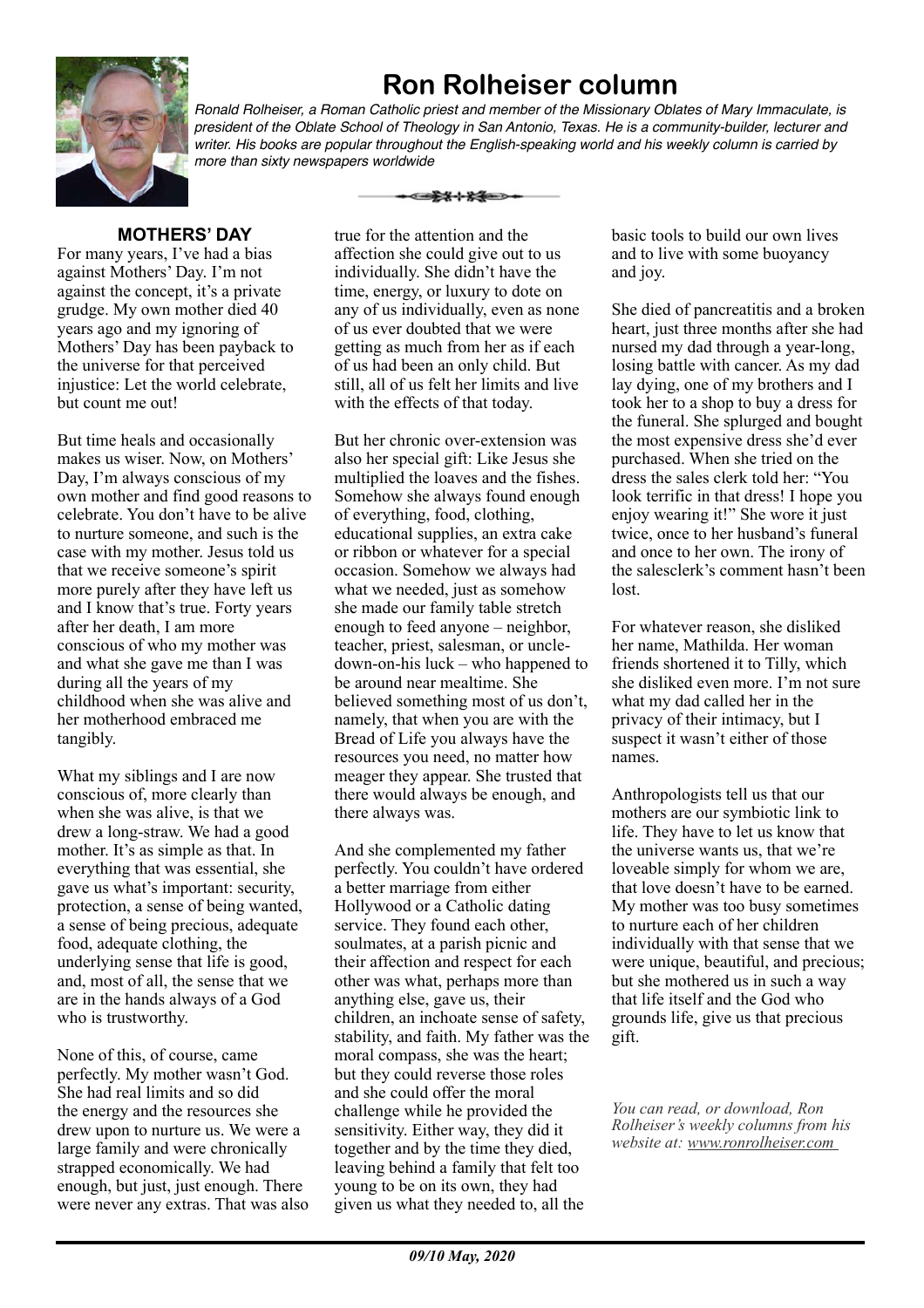# Ron Rolheiser column

*Ronald Rolheiser, a Roman Catholic priest and member of the Missionary Oblates of Mary Immaculate, is president of the Oblate School of Theology in San Antonio, Texas. He is a community-builder, lecturer and writer. His books are popular throughout the English-speaking world and his weekly column is carried by more than sixty newspapers worldwide*

### MOTHERS' DAY

For many years, I've had a bias against Mothers' Day. I'm not against the concept, it's a private grudge. My own mother died 40 years ago and my ignoring of Mothers' Day has been payback to the universe for that perceived injustice: Let the world celebrate, but count me out!

But time heals and occasionally makes us wiser. Now, on Mothers' Day, I'm always conscious of my own mother and find good reasons to celebrate. You don't have to be alive to nurture someone, and such is the case with my mother. Jesus told us that we receive someone's spirit more purely after they have left us and I know that's true. Forty years after her death, I am more conscious of who my mother was and what she gave me than I was during all the years of my childhood when she was alive and her motherhood embraced me tangibly.

What my siblings and I are now conscious of, more clearly than when she was alive, is that we drew a long-straw. We had a good mother. It's as simple as that. In everything that was essential, she gave us what's important: security, protection, a sense of being wanted, a sense of being precious, adequate food, adequate clothing, the underlying sense that life is good, and, most of all, the sense that we are in the hands always of a God who is trustworthy.

None of this, of course, came perfectly. My mother wasn't God. She had real limits and so did the energy and the resources she drew upon to nurture us. We were a large family and were chronically strapped economically. We had enough, but just, just enough. There were never any extras. That was also true for the attention and the affection she could give out to us individually. She didn't have the time, energy, or luxury to dote on any of us individually, even as none of us ever doubted that we were getting as much from her as if each of us had been an only child. But still, all of us felt her limits and live with the effects of that today.

But her chronic over-extension was also her special gift: Like Jesus she multiplied the loaves and the fishes. Somehow she always found enough of everything, food, clothing, educational supplies, an extra cake or ribbon or whatever for a special occasion. Somehow we always had what we needed, just as somehow she made our family table stretch enough to feed anyone – neighbor, teacher, priest, salesman, or uncle-down-on-his luck – who happened to be around near mealtime. She believed something most of us don't, namely, that when you are with the Bread of Life you always have the resources you need, no matter how meager they appear. She trusted that there would always be enough, and there always was.

And she complemented my father perfectly. You couldn't have ordered a better marriage from either Hollywood or a Catholic dating service. They found each other, soulmates, at a parish picnic and their affection and respect for each other was what, perhaps more than anything else, gave us, their children, an inchoate sense of safety, stability, and faith. My father was the moral compass, she was the heart; but they could reverse those roles and she could offer the moral challenge while he provided the sensitivity. Either way, they did it together and by the time they died, leaving behind a family that felt too young to be on its own, they had given us what they needed to, all the basic tools to build our own lives and to live with some buoyancy and joy.

She died of pancreatitis and a broken heart, just three months after she had nursed my dad through a year-long, losing battle with cancer. As my dad lay dying, one of my brothers and I took her to a shop to buy a dress for the funeral. She splurged and bought the most expensive dress she'd ever purchased. When she tried on the dress the sales clerk told her: "You look terrific in that dress! I hope you enjoy wearing it!" She wore it just twice, once to her husband's funeral and once to her own. The irony of the salesclerk's comment hasn't been lost.

For whatever reason, she disliked her name, Mathilda. Her woman friends shortened it to Tilly, which she disliked even more. I'm not sure what my dad called her in the privacy of their intimacy, but I suspect it wasn't either of those names.

Anthropologists tell us that our mothers are our symbiotic link to life. They have to let us know that the universe wants us, that we're loveable simply for whom we are, that love doesn't have to be earned. My mother was too busy sometimes to nurture each of her children individually with that sense that we were unique, beautiful, and precious; but she mothered us in such a way that life itself and the God who grounds life, give us that precious gift.

*You can read, or download, Ron Rolheiser's weekly columns from his website at: www.ronrolheiser.com*

***09/10 May, 2020***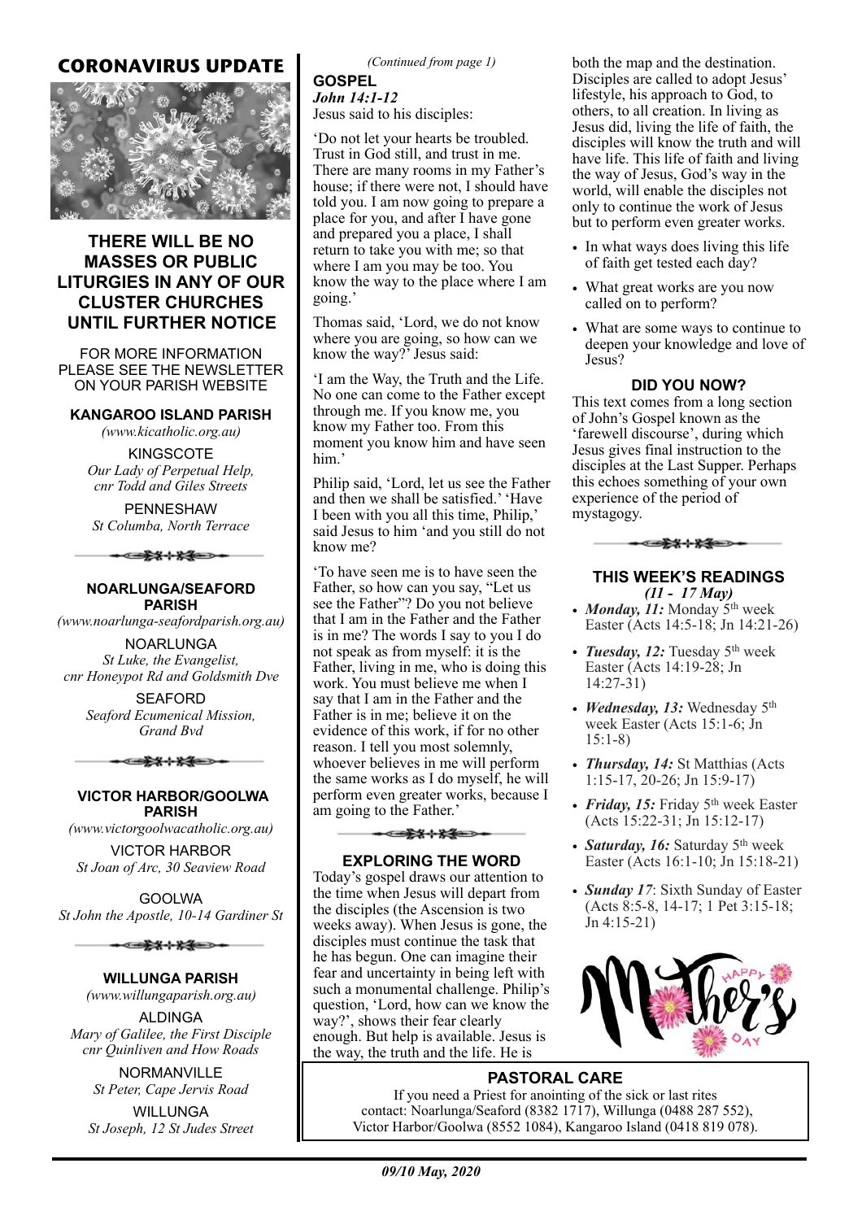## CORONAVIRUS UPDATE

### THERE WILL BE NO MASSES OR PUBLIC LITURGIES IN ANY OF OUR CLUSTER CHURCHES UNTIL FURTHER NOTICE

FOR MORE INFORMATION PLEASE SEE THE NEWSLETTER ON YOUR PARISH WEBSITE

**KANGAROO ISLAND PARISH**
*(www.kicatholic.org.au)*

KINGSCOTE
*Our Lady of Perpetual Help, cnr Todd and Giles Streets*

PENNESHAW
*St Columba, North Terrace*

**NOARLUNGA/SEAFORD PARISH**
*(www.noarlunga-seafordparish.org.au)*

NOARLUNGA
*St Luke, the Evangelist, cnr Honeypot Rd and Goldsmith Dve*

SEAFORD
*Seaford Ecumenical Mission, Grand Bvd*

**VICTOR HARBOR/GOOLWA PARISH**
*(www.victorgoolwacatholic.org.au)*

VICTOR HARBOR
*St Joan of Arc, 30 Seaview Road*

GOOLWA
*St John the Apostle, 10-14 Gardiner St*

**WILLUNGA PARISH**
*(www.willungaparish.org.au)*

ALDINGA
*Mary of Galilee, the First Disciple cnr Quinliven and How Roads*

NORMANVILLE
*St Peter, Cape Jervis Road*

WILLUNGA
*St Joseph, 12 St Judes Street*

*(Continued from page 1)*

**GOSPEL**
***John 14:1-12***
Jesus said to his disciples:

'Do not let your hearts be troubled. Trust in God still, and trust in me. There are many rooms in my Father's house; if there were not, I should have told you. I am now going to prepare a place for you, and after I have gone and prepared you a place, I shall return to take you with me; so that where I am you may be too. You know the way to the place where I am going.'

Thomas said, 'Lord, we do not know where you are going, so how can we know the way?' Jesus said:

'I am the Way, the Truth and the Life. No one can come to the Father except through me. If you know me, you know my Father too. From this moment you know him and have seen him.'

Philip said, 'Lord, let us see the Father and then we shall be satisfied.' 'Have I been with you all this time, Philip,' said Jesus to him 'and you still do not know me?

'To have seen me is to have seen the Father, so how can you say, "Let us see the Father"? Do you not believe that I am in the Father and the Father is in me? The words I say to you I do not speak as from myself: it is the Father, living in me, who is doing this work. You must believe me when I say that I am in the Father and the Father is in me; believe it on the evidence of this work, if for no other reason. I tell you most solemnly, whoever believes in me will perform the same works as I do myself, he will perform even greater works, because I am going to the Father.'

### EXPLORING THE WORD

Today's gospel draws our attention to the time when Jesus will depart from the disciples (the Ascension is two weeks away). When Jesus is gone, the disciples must continue the task that he has begun. One can imagine their fear and uncertainty in being left with such a monumental challenge. Philip's question, 'Lord, how can we know the way?', shows their fear clearly enough. But help is available. Jesus is the way, the truth and the life. He is both the map and the destination. Disciples are called to adopt Jesus' lifestyle, his approach to God, to others, to all creation. In living as Jesus did, living the life of faith, the disciples will know the truth and will have life. This life of faith and living the way of Jesus, God's way in the world, will enable the disciples not only to continue the work of Jesus but to perform even greater works.

- In what ways does living this life of faith get tested each day?
- What great works are you now called on to perform?
- What are some ways to continue to deepen your knowledge and love of Jesus?

### DID YOU NOW?

This text comes from a long section of John's Gospel known as the 'farewell discourse', during which Jesus gives final instruction to the disciples at the Last Supper. Perhaps this echoes something of your own experience of the period of mystagogy.

### THIS WEEK'S READINGS
*(11 - 17 May)*

- ***Monday, 11:*** Monday 5th week Easter (Acts 14:5-18; Jn 14:21-26)
- ***Tuesday, 12:*** Tuesday 5th week Easter (Acts 14:19-28; Jn 14:27-31)
- ***Wednesday, 13:*** Wednesday 5th week Easter (Acts 15:1-6; Jn 15:1-8)
- ***Thursday, 14:*** St Matthias (Acts 1:15-17, 20-26; Jn 15:9-17)
- ***Friday, 15:*** Friday 5th week Easter (Acts 15:22-31; Jn 15:12-17)
- ***Saturday, 16:*** Saturday 5th week Easter (Acts 16:1-10; Jn 15:18-21)
- ***Sunday 17***: Sixth Sunday of Easter (Acts 8:5-8, 14-17; 1 Pet 3:15-18; Jn 4:15-21)

Happy Mother's Day

### PASTORAL CARE

If you need a Priest for anointing of the sick or last rites contact: Noarlunga/Seaford (8382 1717), Willunga (0488 287 552), Victor Harbor/Goolwa (8552 1084), Kangaroo Island (0418 819 078).

*09/10 May, 2020*